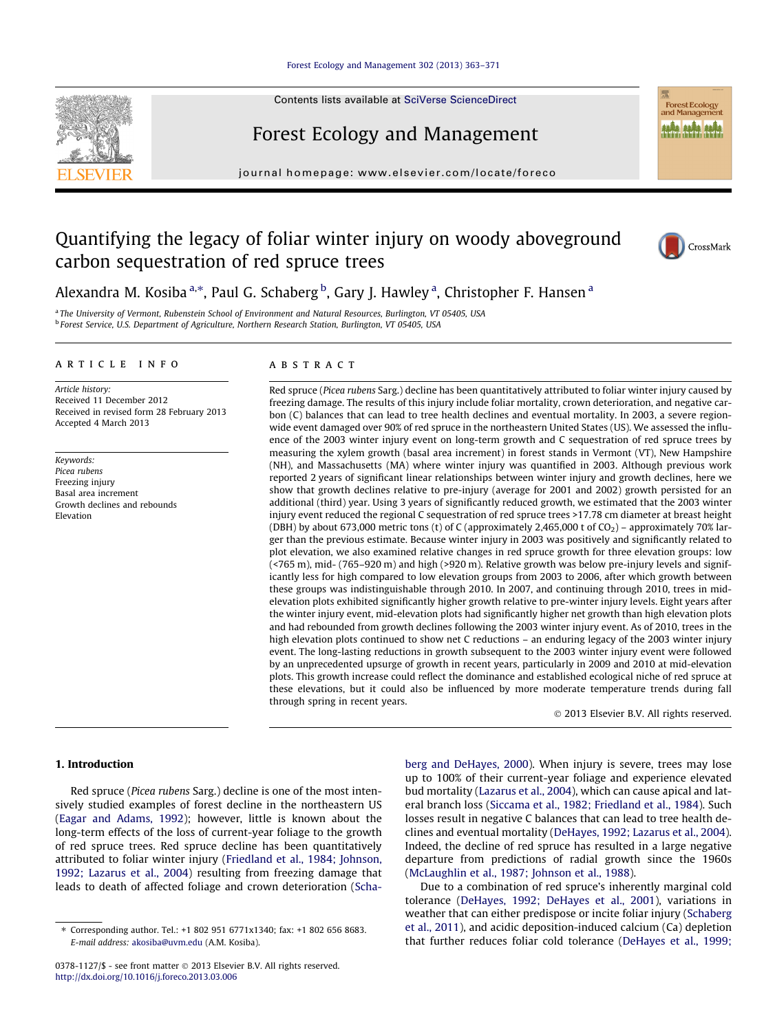Contents lists available at SciVerse ScienceDirect

# Forest Ecology and Management

journal homepage: www.elsevier.com/locate/foreco

# Quantifying the legacy of foliar winter injury on woody aboveground carbon sequestration of red spruce trees

Alexandra M. Kosiba [a,*], Paul G. Schaberg [b], Gary J. Hawley [a], Christopher F. Hansen [a]

[a] The University of Vermont, Rubenstein School of Environment and Natural Resources, Burlington, VT 05405, USA
[b] Forest Service, U.S. Department of Agriculture, Northern Research Station, Burlington, VT 05405, USA

## ARTICLE INFO

*Article history:*
Received 11 December 2012
Received in revised form 28 February 2013
Accepted 4 March 2013

*Keywords:*
*Picea rubens*
Freezing injury
Basal area increment
Growth declines and rebounds
Elevation

## ABSTRACT

Red spruce (*Picea rubens* Sarg.) decline has been quantitatively attributed to foliar winter injury caused by freezing damage. The results of this injury include foliar mortality, crown deterioration, and negative carbon (C) balances that can lead to tree health declines and eventual mortality. In 2003, a severe region-wide event damaged over 90% of red spruce in the northeastern United States (US). We assessed the influence of the 2003 winter injury event on long-term growth and C sequestration of red spruce trees by measuring the xylem growth (basal area increment) in forest stands in Vermont (VT), New Hampshire (NH), and Massachusetts (MA) where winter injury was quantified in 2003. Although previous work reported 2 years of significant linear relationships between winter injury and growth declines, here we show that growth declines relative to pre-injury (average for 2001 and 2002) growth persisted for an additional (third) year. Using 3 years of significantly reduced growth, we estimated that the 2003 winter injury event reduced the regional C sequestration of red spruce trees >17.78 cm diameter at breast height (DBH) by about 673,000 metric tons (t) of C (approximately 2,465,000 t of $CO_2$) – approximately 70% larger than the previous estimate. Because winter injury in 2003 was positively and significantly related to plot elevation, we also examined relative changes in red spruce growth for three elevation groups: low (<765 m), mid- (765–920 m) and high (>920 m). Relative growth was below pre-injury levels and significantly less for high compared to low elevation groups from 2003 to 2006, after which growth between these groups was indistinguishable through 2010. In 2007, and continuing through 2010, trees in mid-elevation plots exhibited significantly higher growth relative to pre-winter injury levels. Eight years after the winter injury event, mid-elevation plots had significantly higher net growth than high elevation plots and had rebounded from growth declines following the 2003 winter injury event. As of 2010, trees in the high elevation plots continued to show net C reductions – an enduring legacy of the 2003 winter injury event. The long-lasting reductions in growth subsequent to the 2003 winter injury event were followed by an unprecedented upsurge of growth in recent years, particularly in 2009 and 2010 at mid-elevation plots. This growth increase could reflect the dominance and established ecological niche of red spruce at these elevations, but it could also be influenced by more moderate temperature trends during fall through spring in recent years.

© 2013 Elsevier B.V. All rights reserved.

## 1. Introduction

Red spruce (*Picea rubens* Sarg.) decline is one of the most intensively studied examples of forest decline in the northeastern US (Eagar and Adams, 1992); however, little is known about the long-term effects of the loss of current-year foliage to the growth of red spruce trees. Red spruce decline has been quantitatively attributed to foliar winter injury (Friedland et al., 1984; Johnson, 1992; Lazarus et al., 2004) resulting from freezing damage that leads to death of affected foliage and crown deterioration (Schaberg and DeHayes, 2000). When injury is severe, trees may lose up to 100% of their current-year foliage and experience elevated bud mortality (Lazarus et al., 2004), which can cause apical and lateral branch loss (Siccama et al., 1982; Friedland et al., 1984). Such losses result in negative C balances that can lead to tree health declines and eventual mortality (DeHayes, 1992; Lazarus et al., 2004). Indeed, the decline of red spruce has resulted in a large negative departure from predictions of radial growth since the 1960s (McLaughlin et al., 1987; Johnson et al., 1988).

Due to a combination of red spruce's inherently marginal cold tolerance (DeHayes, 1992; DeHayes et al., 2001), variations in weather that can either predispose or incite foliar injury (Schaberg et al., 2011), and acidic deposition-induced calcium (Ca) depletion that further reduces foliar cold tolerance (DeHayes et al., 1999;

* Corresponding author. Tel.: +1 802 951 6771x1340; fax: +1 802 656 8683.
E-mail address: akosiba@uvm.edu (A.M. Kosiba).

0378-1127/$ - see front matter © 2013 Elsevier B.V. All rights reserved.
http://dx.doi.org/10.1016/j.foreco.2013.03.006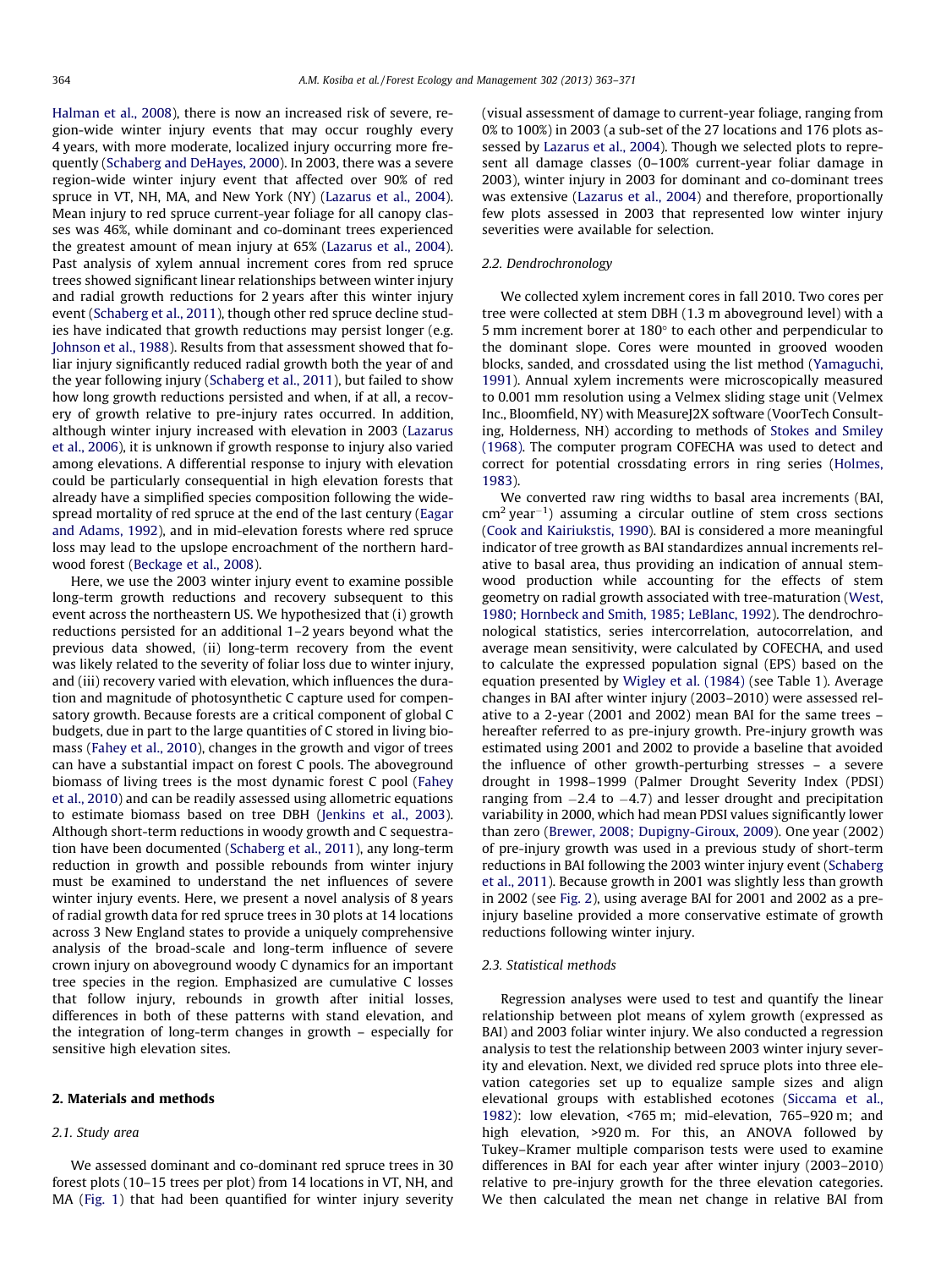Halman et al., 2008), there is now an increased risk of severe, region-wide winter injury events that may occur roughly every 4 years, with more moderate, localized injury occurring more frequently (Schaberg and DeHayes, 2000). In 2003, there was a severe region-wide winter injury event that affected over 90% of red spruce in VT, NH, MA, and New York (NY) (Lazarus et al., 2004). Mean injury to red spruce current-year foliage for all canopy classes was 46%, while dominant and co-dominant trees experienced the greatest amount of mean injury at 65% (Lazarus et al., 2004). Past analysis of xylem annual increment cores from red spruce trees showed significant linear relationships between winter injury and radial growth reductions for 2 years after this winter injury event (Schaberg et al., 2011), though other red spruce decline studies have indicated that growth reductions may persist longer (e.g. Johnson et al., 1988). Results from that assessment showed that foliar injury significantly reduced radial growth both the year of and the year following injury (Schaberg et al., 2011), but failed to show how long growth reductions persisted and when, if at all, a recovery of growth relative to pre-injury rates occurred. In addition, although winter injury increased with elevation in 2003 (Lazarus et al., 2006), it is unknown if growth response to injury also varied among elevations. A differential response to injury with elevation could be particularly consequential in high elevation forests that already have a simplified species composition following the widespread mortality of red spruce at the end of the last century (Eagar and Adams, 1992), and in mid-elevation forests where red spruce loss may lead to the upslope encroachment of the northern hardwood forest (Beckage et al., 2008).

Here, we use the 2003 winter injury event to examine possible long-term growth reductions and recovery subsequent to this event across the northeastern US. We hypothesized that (i) growth reductions persisted for an additional 1–2 years beyond what the previous data showed, (ii) long-term recovery from the event was likely related to the severity of foliar loss due to winter injury, and (iii) recovery varied with elevation, which influences the duration and magnitude of photosynthetic C capture used for compensatory growth. Because forests are a critical component of global C budgets, due in part to the large quantities of C stored in living biomass (Fahey et al., 2010), changes in the growth and vigor of trees can have a substantial impact on forest C pools. The aboveground biomass of living trees is the most dynamic forest C pool (Fahey et al., 2010) and can be readily assessed using allometric equations to estimate biomass based on tree DBH (Jenkins et al., 2003). Although short-term reductions in woody growth and C sequestration have been documented (Schaberg et al., 2011), any long-term reduction in growth and possible rebounds from winter injury must be examined to understand the net influences of severe winter injury events. Here, we present a novel analysis of 8 years of radial growth data for red spruce trees in 30 plots at 14 locations across 3 New England states to provide a uniquely comprehensive analysis of the broad-scale and long-term influence of severe crown injury on aboveground woody C dynamics for an important tree species in the region. Emphasized are cumulative C losses that follow injury, rebounds in growth after initial losses, differences in both of these patterns with stand elevation, and the integration of long-term changes in growth – especially for sensitive high elevation sites.

## 2. Materials and methods

### 2.1. Study area

We assessed dominant and co-dominant red spruce trees in 30 forest plots (10–15 trees per plot) from 14 locations in VT, NH, and MA (Fig. 1) that had been quantified for winter injury severity (visual assessment of damage to current-year foliage, ranging from 0% to 100%) in 2003 (a sub-set of the 27 locations and 176 plots assessed by Lazarus et al., 2004). Though we selected plots to represent all damage classes (0–100% current-year foliar damage in 2003), winter injury in 2003 for dominant and co-dominant trees was extensive (Lazarus et al., 2004) and therefore, proportionally few plots assessed in 2003 that represented low winter injury severities were available for selection.

### 2.2. Dendrochronology

We collected xylem increment cores in fall 2010. Two cores per tree were collected at stem DBH (1.3 m aboveground level) with a 5 mm increment borer at 180° to each other and perpendicular to the dominant slope. Cores were mounted in grooved wooden blocks, sanded, and crossdated using the list method (Yamaguchi, 1991). Annual xylem increments were microscopically measured to 0.001 mm resolution using a Velmex sliding stage unit (Velmex Inc., Bloomfield, NY) with MeasureJ2X software (VoorTech Consulting, Holderness, NH) according to methods of Stokes and Smiley (1968). The computer program COFECHA was used to detect and correct for potential crossdating errors in ring series (Holmes, 1983).

We converted raw ring widths to basal area increments (BAI, $cm^2\ year^{-1}$) assuming a circular outline of stem cross sections (Cook and Kairiukstis, 1990). BAI is considered a more meaningful indicator of tree growth as BAI standardizes annual increments relative to basal area, thus providing an indication of annual stemwood production while accounting for the effects of stem geometry on radial growth associated with tree-maturation (West, 1980; Hornbeck and Smith, 1985; LeBlanc, 1992). The dendrochronological statistics, series intercorrelation, autocorrelation, and average mean sensitivity, were calculated by COFECHA, and used to calculate the expressed population signal (EPS) based on the equation presented by Wigley et al. (1984) (see Table 1). Average changes in BAI after winter injury (2003–2010) were assessed relative to a 2-year (2001 and 2002) mean BAI for the same trees – hereafter referred to as pre-injury growth. Pre-injury growth was estimated using 2001 and 2002 to provide a baseline that avoided the influence of other growth-perturbing stresses – a severe drought in 1998–1999 (Palmer Drought Severity Index (PDSI) ranging from −2.4 to −4.7) and lesser drought and precipitation variability in 2000, which had mean PDSI values significantly lower than zero (Brewer, 2008; Dupigny-Giroux, 2009). One year (2002) of pre-injury growth was used in a previous study of short-term reductions in BAI following the 2003 winter injury event (Schaberg et al., 2011). Because growth in 2001 was slightly less than growth in 2002 (see Fig. 2), using average BAI for 2001 and 2002 as a pre-injury baseline provided a more conservative estimate of growth reductions following winter injury.

### 2.3. Statistical methods

Regression analyses were used to test and quantify the linear relationship between plot means of xylem growth (expressed as BAI) and 2003 foliar winter injury. We also conducted a regression analysis to test the relationship between 2003 winter injury severity and elevation. Next, we divided red spruce plots into three elevation categories set up to equalize sample sizes and align elevational groups with established ecotones (Siccama et al., 1982): low elevation, <765 m; mid-elevation, 765–920 m; and high elevation, >920 m. For this, an ANOVA followed by Tukey–Kramer multiple comparison tests were used to examine differences in BAI for each year after winter injury (2003–2010) relative to pre-injury growth for the three elevation categories. We then calculated the mean net change in relative BAI from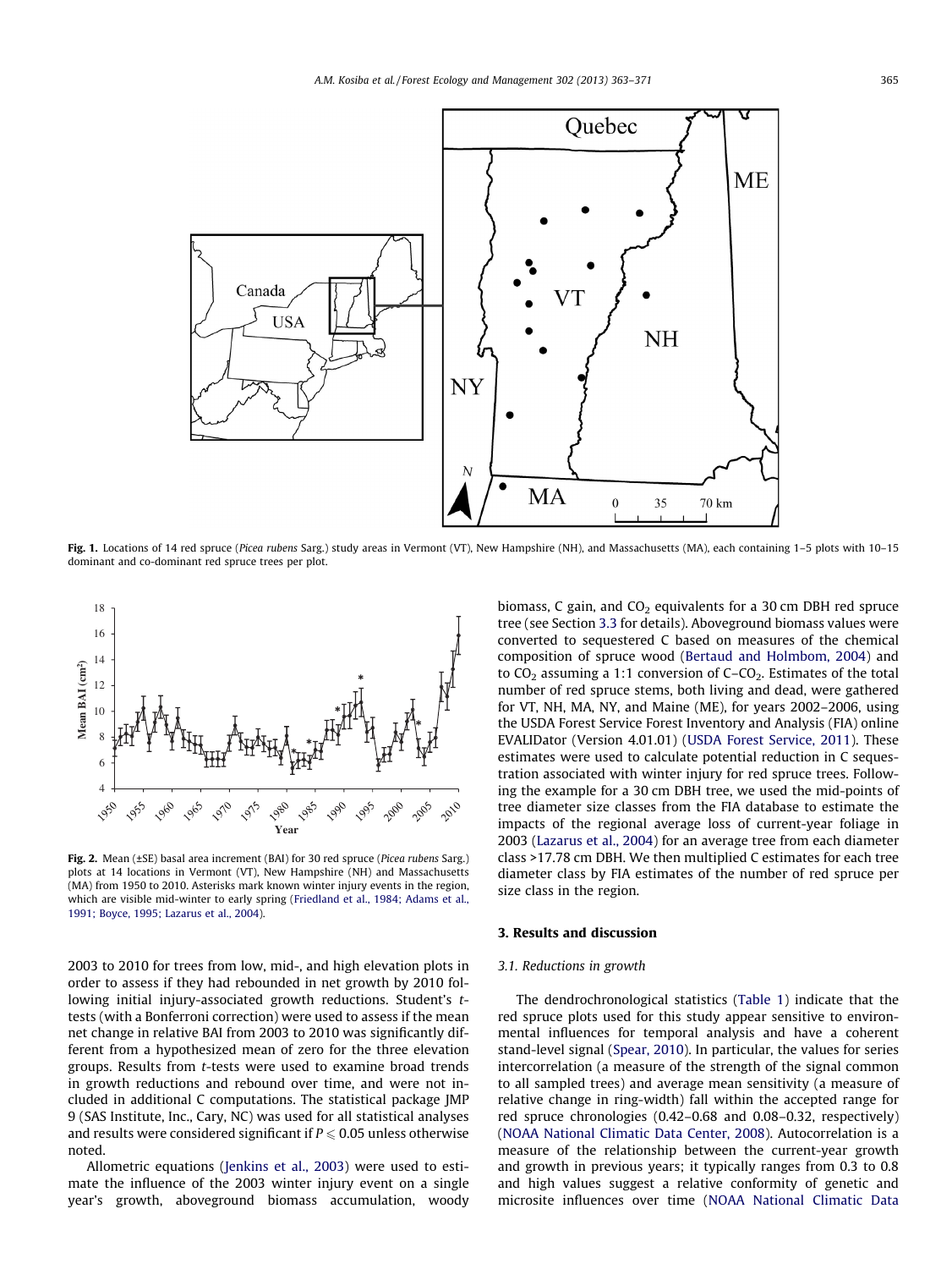Fig. 1. Locations of 14 red spruce (*Picea rubens* Sarg.) study areas in Vermont (VT), New Hampshire (NH), and Massachusetts (MA), each containing 1–5 plots with 10–15 dominant and co-dominant red spruce trees per plot.

Fig. 2. Mean (±SE) basal area increment (BAI) for 30 red spruce (*Picea rubens* Sarg.) plots at 14 locations in Vermont (VT), New Hampshire (NH) and Massachusetts (MA) from 1950 to 2010. Asterisks mark known winter injury events in the region, which are visible mid-winter to early spring (Friedland et al., 1984; Adams et al., 1991; Boyce, 1995; Lazarus et al., 2004).

2003 to 2010 for trees from low, mid-, and high elevation plots in order to assess if they had rebounded in net growth by 2010 following initial injury-associated growth reductions. Student's *t*-tests (with a Bonferroni correction) were used to assess if the mean net change in relative BAI from 2003 to 2010 was significantly different from a hypothesized mean of zero for the three elevation groups. Results from *t*-tests were used to examine broad trends in growth reductions and rebound over time, and were not included in additional C computations. The statistical package JMP 9 (SAS Institute, Inc., Cary, NC) was used for all statistical analyses and results were considered significant if $P \leqslant 0.05$ unless otherwise noted.

Allometric equations (Jenkins et al., 2003) were used to estimate the influence of the 2003 winter injury event on a single year's growth, aboveground biomass accumulation, woody biomass, C gain, and $CO_2$ equivalents for a 30 cm DBH red spruce tree (see Section 3.3 for details). Aboveground biomass values were converted to sequestered C based on measures of the chemical composition of spruce wood (Bertaud and Holmbom, 2004) and to $CO_2$ assuming a 1:1 conversion of C–$CO_2$. Estimates of the total number of red spruce stems, both living and dead, were gathered for VT, NH, MA, NY, and Maine (ME), for years 2002–2006, using the USDA Forest Service Forest Inventory and Analysis (FIA) online EVALIDator (Version 4.01.01) (USDA Forest Service, 2011). These estimates were used to calculate potential reduction in C sequestration associated with winter injury for red spruce trees. Following the example for a 30 cm DBH tree, we used the mid-points of tree diameter size classes from the FIA database to estimate the impacts of the regional average loss of current-year foliage in 2003 (Lazarus et al., 2004) for an average tree from each diameter class >17.78 cm DBH. We then multiplied C estimates for each tree diameter class by FIA estimates of the number of red spruce per size class in the region.

## 3. Results and discussion

### 3.1. Reductions in growth

The dendrochronological statistics (Table 1) indicate that the red spruce plots used for this study appear sensitive to environmental influences for temporal analysis and have a coherent stand-level signal (Spear, 2010). In particular, the values for series intercorrelation (a measure of the strength of the signal common to all sampled trees) and average mean sensitivity (a measure of relative change in ring-width) fall within the accepted range for red spruce chronologies (0.42–0.68 and 0.08–0.32, respectively) (NOAA National Climatic Data Center, 2008). Autocorrelation is a measure of the relationship between the current-year growth and growth in previous years; it typically ranges from 0.3 to 0.8 and high values suggest a relative conformity of genetic and microsite influences over time (NOAA National Climatic Data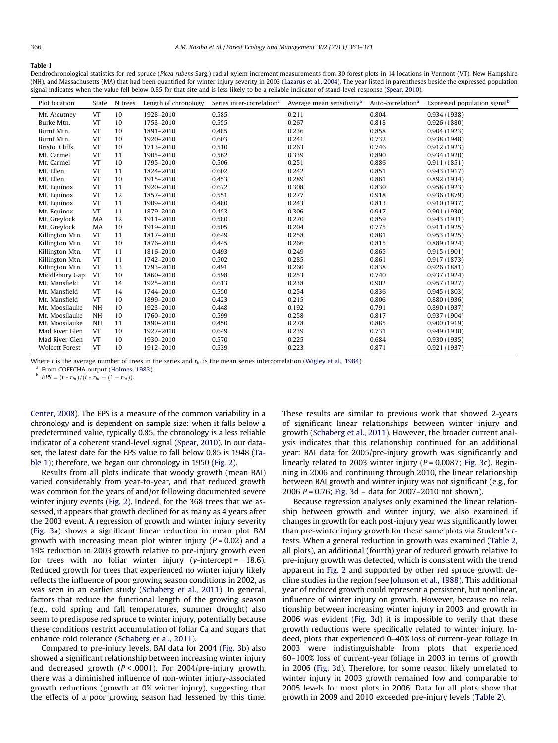**Table 1**

Dendrochronological statistics for red spruce (*Picea rubens* Sarg.) radial xylem increment measurements from 30 forest plots in 14 locations in Vermont (VT), New Hampshire (NH), and Massachusetts (MA) that had been quantified for winter injury severity in 2003 (Lazarus et al., 2004). The year listed in parentheses beside the expressed population signal indicates when the value fell below 0.85 for that site and is less likely to be a reliable indicator of stand-level response (Spear, 2010).

| Plot location | State | N trees | Length of chronology | Series inter-correlation[a] | Average mean sensitivity[a] | Auto-correlation[a] | Expressed population signal[b] |
|---|---|---|---|---|---|---|---|
| Mt. Ascutney | VT | 10 | 1928–2010 | 0.585 | 0.211 | 0.804 | 0.934 (1938) |
| Burke Mtn. | VT | 10 | 1753–2010 | 0.555 | 0.267 | 0.818 | 0.926 (1880) |
| Burnt Mtn. | VT | 10 | 1891–2010 | 0.485 | 0.236 | 0.858 | 0.904 (1923) |
| Burnt Mtn. | VT | 10 | 1920–2010 | 0.603 | 0.241 | 0.732 | 0.938 (1948) |
| Bristol Cliffs | VT | 10 | 1713–2010 | 0.510 | 0.263 | 0.746 | 0.912 (1923) |
| Mt. Carmel | VT | 11 | 1905–2010 | 0.562 | 0.339 | 0.890 | 0.934 (1920) |
| Mt. Carmel | VT | 10 | 1795–2010 | 0.506 | 0.251 | 0.886 | 0.911 (1851) |
| Mt. Ellen | VT | 11 | 1824–2010 | 0.602 | 0.242 | 0.851 | 0.943 (1917) |
| Mt. Ellen | VT | 10 | 1915–2010 | 0.453 | 0.289 | 0.861 | 0.892 (1934) |
| Mt. Equinox | VT | 11 | 1920–2010 | 0.672 | 0.308 | 0.830 | 0.958 (1923) |
| Mt. Equinox | VT | 12 | 1857–2010 | 0.551 | 0.277 | 0.918 | 0.936 (1879) |
| Mt. Equinox | VT | 11 | 1909–2010 | 0.480 | 0.243 | 0.813 | 0.910 (1937) |
| Mt. Equinox | VT | 11 | 1879–2010 | 0.453 | 0.306 | 0.917 | 0.901 (1930) |
| Mt. Greylock | MA | 12 | 1911–2010 | 0.580 | 0.270 | 0.859 | 0.943 (1931) |
| Mt. Greylock | MA | 10 | 1919–2010 | 0.505 | 0.204 | 0.775 | 0.911 (1925) |
| Killington Mtn. | VT | 11 | 1817–2010 | 0.649 | 0.258 | 0.881 | 0.953 (1925) |
| Killington Mtn. | VT | 10 | 1876–2010 | 0.445 | 0.266 | 0.815 | 0.889 (1924) |
| Killington Mtn. | VT | 11 | 1816–2010 | 0.493 | 0.249 | 0.865 | 0.915 (1901) |
| Killington Mtn. | VT | 11 | 1742–2010 | 0.502 | 0.285 | 0.861 | 0.917 (1873) |
| Killington Mtn. | VT | 13 | 1793–2010 | 0.491 | 0.260 | 0.838 | 0.926 (1881) |
| Middlebury Gap | VT | 10 | 1860–2010 | 0.598 | 0.253 | 0.740 | 0.937 (1924) |
| Mt. Mansfield | VT | 14 | 1925–2010 | 0.613 | 0.238 | 0.902 | 0.957 (1927) |
| Mt. Mansfield | VT | 14 | 1744–2010 | 0.550 | 0.254 | 0.836 | 0.945 (1803) |
| Mt. Mansfield | VT | 10 | 1899–2010 | 0.423 | 0.215 | 0.806 | 0.880 (1936) |
| Mt. Moosilauke | NH | 10 | 1923–2010 | 0.448 | 0.192 | 0.791 | 0.890 (1937) |
| Mt. Moosilauke | NH | 10 | 1760–2010 | 0.599 | 0.258 | 0.817 | 0.937 (1904) |
| Mt. Moosilauke | NH | 11 | 1890–2010 | 0.450 | 0.278 | 0.885 | 0.900 (1919) |
| Mad River Glen | VT | 10 | 1927–2010 | 0.649 | 0.239 | 0.731 | 0.949 (1930) |
| Mad River Glen | VT | 10 | 1930–2010 | 0.570 | 0.225 | 0.684 | 0.930 (1935) |
| Wolcott Forest | VT | 10 | 1912–2010 | 0.539 | 0.223 | 0.871 | 0.921 (1937) |

Where $t$ is the average number of trees in the series and $r_{bt}$ is the mean series intercorrelation (Wigley et al., 1984).

[a] From COFECHA output (Holmes, 1983).

[b] $EPS = (t * r_{bt})/(t * r_{bt} + (1 - r_{bt}))$.

Center, 2008). The EPS is a measure of the common variability in a chronology and is dependent on sample size: when it falls below a predetermined value, typically 0.85, the chronology is a less reliable indicator of a coherent stand-level signal (Spear, 2010). In our dataset, the latest date for the EPS value to fall below 0.85 is 1948 (Table 1); therefore, we began our chronology in 1950 (Fig. 2).

Results from all plots indicate that woody growth (mean BAI) varied considerably from year-to-year, and that reduced growth was common for the years of and/or following documented severe winter injury events (Fig. 2). Indeed, for the 368 trees that we assessed, it appears that growth declined for as many as 4 years after the 2003 event. A regression of growth and winter injury severity (Fig. 3a) shows a significant linear reduction in mean plot BAI growth with increasing mean plot winter injury ($P = 0.02$) and a 19% reduction in 2003 growth relative to pre-injury growth even for trees with no foliar winter injury ($y$-intercept = $-18.6$). Reduced growth for trees that experienced no winter injury likely reflects the influence of poor growing season conditions in 2002, as was seen in an earlier study (Schaberg et al., 2011). In general, factors that reduce the functional length of the growing season (e.g., cold spring and fall temperatures, summer drought) also seem to predispose red spruce to winter injury, potentially because these conditions restrict accumulation of foliar Ca and sugars that enhance cold tolerance (Schaberg et al., 2011).

Compared to pre-injury levels, BAI data for 2004 (Fig. 3b) also showed a significant relationship between increasing winter injury and decreased growth ($P < .0001$). For 2004/pre-injury growth, there was a diminished influence of non-winter injury-associated growth reductions (growth at 0% winter injury), suggesting that the effects of a poor growing season had lessened by this time. These results are similar to previous work that showed 2-years of significant linear relationships between winter injury and growth (Schaberg et al., 2011). However, the broader current analysis indicates that this relationship continued for an additional year: BAI data for 2005/pre-injury growth was significantly and linearly related to 2003 winter injury ($P = 0.0087$; Fig. 3c). Beginning in 2006 and continuing through 2010, the linear relationship between BAI growth and winter injury was not significant (e.g., for 2006 $P = 0.76$; Fig. 3d – data for 2007–2010 not shown).

Because regression analyses only examined the linear relationship between growth and winter injury, we also examined if changes in growth for each post-injury year was significantly lower than pre-winter injury growth for these same plots via Student's $t$-tests. When a general reduction in growth was examined (Table 2, all plots), an additional (fourth) year of reduced growth relative to pre-injury growth was detected, which is consistent with the trend apparent in Fig. 2 and supported by other red spruce growth decline studies in the region (see Johnson et al., 1988). This additional year of reduced growth could represent a persistent, but nonlinear, influence of winter injury on growth. However, because no relationship between increasing winter injury in 2003 and growth in 2006 was evident (Fig. 3d) it is impossible to verify that these growth reductions were specifically related to winter injury. Indeed, plots that experienced 0–40% loss of current-year foliage in 2003 were indistinguishable from plots that experienced 60–100% loss of current-year foliage in 2003 in terms of growth in 2006 (Fig. 3d). Therefore, for some reason likely unrelated to winter injury in 2003 growth remained low and comparable to 2005 levels for most plots in 2006. Data for all plots show that growth in 2009 and 2010 exceeded pre-injury levels (Table 2).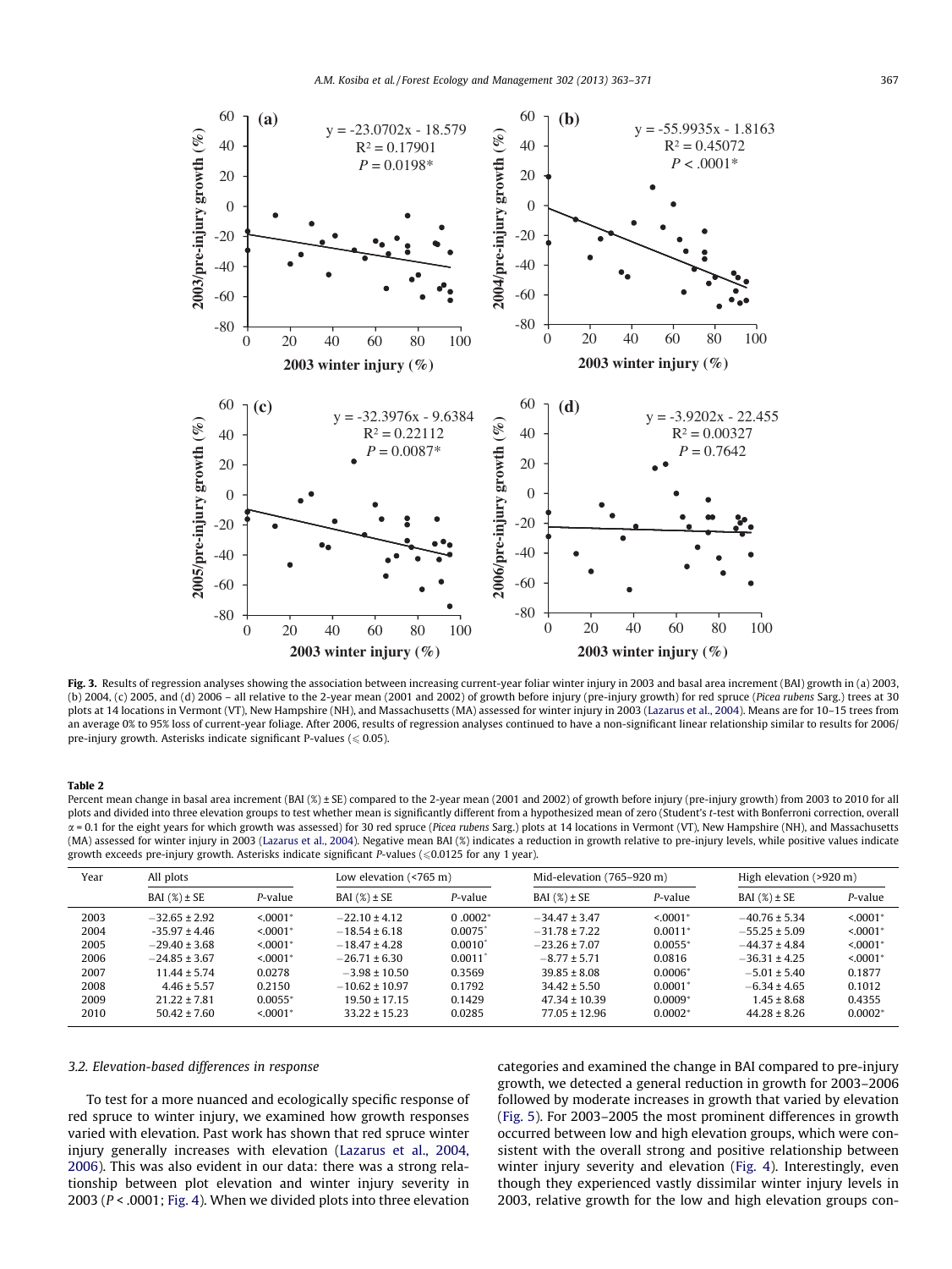Fig. 3. Results of regression analyses showing the association between increasing current-year foliar winter injury in 2003 and basal area increment (BAI) growth in (a) 2003, (b) 2004, (c) 2005, and (d) 2006 – all relative to the 2-year mean (2001 and 2002) of growth before injury (pre-injury growth) for red spruce (*Picea rubens* Sarg.) trees at 30 plots at 14 locations in Vermont (VT), New Hampshire (NH), and Massachusetts (MA) assessed for winter injury in 2003 (Lazarus et al., 2004). Means are for 10–15 trees from an average 0% to 95% loss of current-year foliage. After 2006, results of regression analyses continued to have a non-significant linear relationship similar to results for 2006/pre-injury growth. Asterisks indicate significant P-values ($\leqslant 0.05$).

**Table 2**
Percent mean change in basal area increment (BAI (%) ± SE) compared to the 2-year mean (2001 and 2002) of growth before injury (pre-injury growth) from 2003 to 2010 for all plots and divided into three elevation groups to test whether mean is significantly different from a hypothesized mean of zero (Student's *t*-test with Bonferroni correction, overall $\alpha = 0.1$ for the eight years for which growth was assessed) for 30 red spruce (*Picea rubens* Sarg.) plots at 14 locations in Vermont (VT), New Hampshire (NH), and Massachusetts (MA) assessed for winter injury in 2003 (Lazarus et al., 2004). Negative mean BAI (%) indicates a reduction in growth relative to pre-injury levels, while positive values indicate growth exceeds pre-injury growth. Asterisks indicate significant *P*-values ($\leqslant 0.0125$ for any 1 year).

| Year | All plots | | Low elevation (<765 m) | | Mid-elevation (765–920 m) | | High elevation (>920 m) | |
|---|---|---|---|---|---|---|---|---|
| | BAI (%) ± SE | *P*-value | BAI (%) ± SE | *P*-value | BAI (%) ± SE | *P*-value | BAI (%) ± SE | *P*-value |
| 2003 | −32.65 ± 2.92 | <.0001* | −22.10 ± 4.12 | 0 .0002* | −34.47 ± 3.47 | <.0001* | −40.76 ± 5.34 | <.0001* |
| 2004 | −35.97 ± 4.46 | <.0001* | −18.54 ± 6.18 | 0.0075* | −31.78 ± 7.22 | 0.0011* | −55.25 ± 5.09 | <.0001* |
| 2005 | −29.40 ± 3.68 | <.0001* | −18.47 ± 4.28 | 0.0010* | −23.26 ± 7.07 | 0.0055* | −44.37 ± 4.84 | <.0001* |
| 2006 | −24.85 ± 3.67 | <.0001* | −26.71 ± 6.30 | 0.0011* | −8.77 ± 5.71 | 0.0816 | −36.31 ± 4.25 | <.0001* |
| 2007 | 11.44 ± 5.74 | 0.0278 | −3.98 ± 10.50 | 0.3569 | 39.85 ± 8.08 | 0.0006* | −5.01 ± 5.40 | 0.1877 |
| 2008 | 4.46 ± 5.57 | 0.2150 | −10.62 ± 10.97 | 0.1792 | 34.42 ± 5.50 | 0.0001* | −6.34 ± 4.65 | 0.1012 |
| 2009 | 21.22 ± 7.81 | 0.0055* | 19.50 ± 17.15 | 0.1429 | 47.34 ± 10.39 | 0.0009* | 1.45 ± 8.68 | 0.4355 |
| 2010 | 50.42 ± 7.60 | <.0001* | 33.22 ± 15.23 | 0.0285 | 77.05 ± 12.96 | 0.0002* | 44.28 ± 8.26 | 0.0002* |

### 3.2. Elevation-based differences in response

To test for a more nuanced and ecologically specific response of red spruce to winter injury, we examined how growth responses varied with elevation. Past work has shown that red spruce winter injury generally increases with elevation (Lazarus et al., 2004, 2006). This was also evident in our data: there was a strong relationship between plot elevation and winter injury severity in 2003 ($P < .0001$; Fig. 4). When we divided plots into three elevation categories and examined the change in BAI compared to pre-injury growth, we detected a general reduction in growth for 2003–2006 followed by moderate increases in growth that varied by elevation (Fig. 5). For 2003–2005 the most prominent differences in growth occurred between low and high elevation groups, which were consistent with the overall strong and positive relationship between winter injury severity and elevation (Fig. 4). Interestingly, even though they experienced vastly dissimilar winter injury levels in 2003, relative growth for the low and high elevation groups con-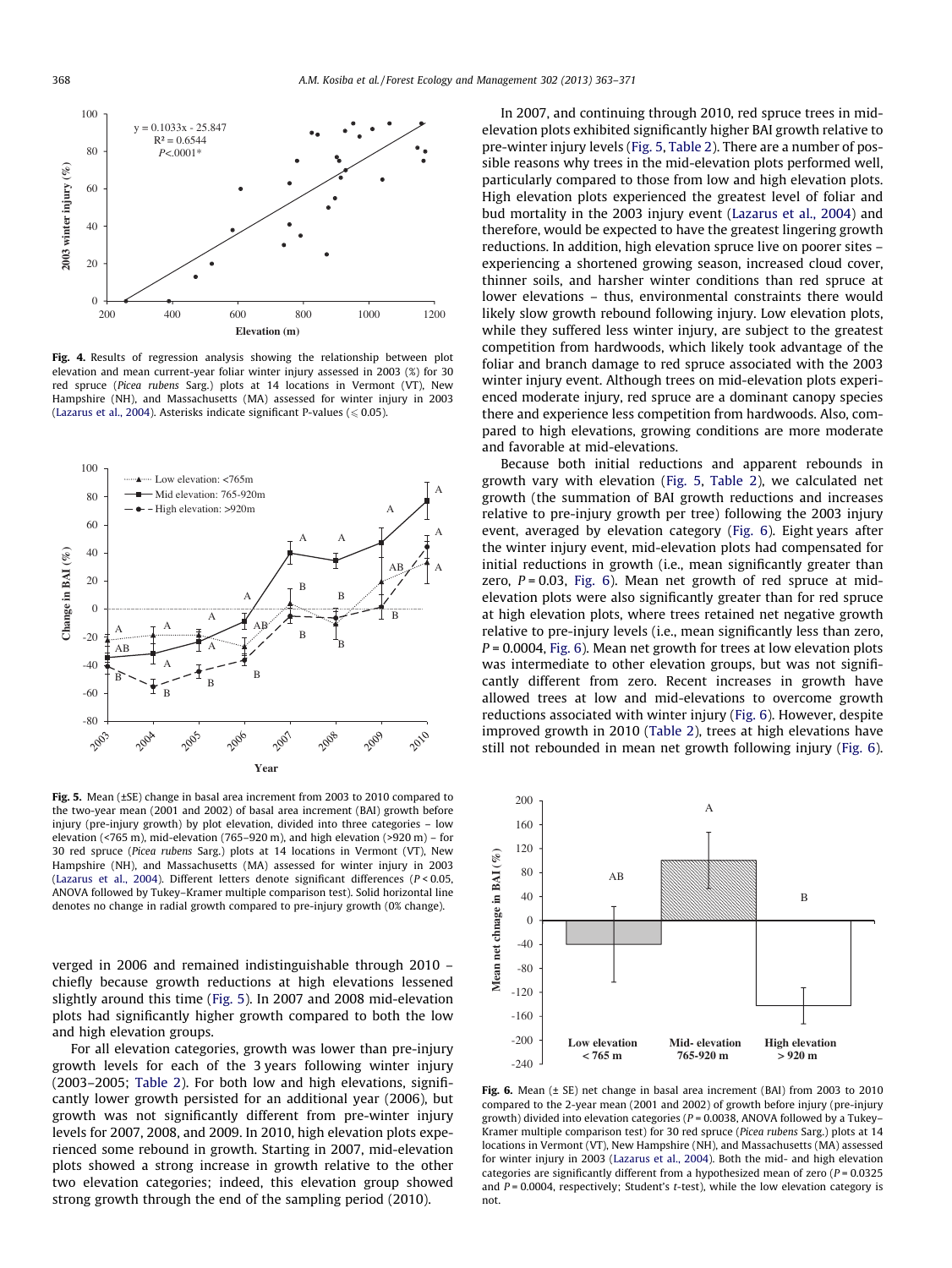Fig. 4. Results of regression analysis showing the relationship between plot elevation and mean current-year foliar winter injury assessed in 2003 (%) for 30 red spruce (*Picea rubens* Sarg.) plots at 14 locations in Vermont (VT), New Hampshire (NH), and Massachusetts (MA) assessed for winter injury in 2003 (Lazarus et al., 2004). Asterisks indicate significant P-values (⩽ 0.05).

Fig. 5. Mean (±SE) change in basal area increment from 2003 to 2010 compared to the two-year mean (2001 and 2002) of basal area increment (BAI) growth before injury (pre-injury growth) by plot elevation, divided into three categories – low elevation (<765 m), mid-elevation (765–920 m), and high elevation (>920 m) – for 30 red spruce (*Picea rubens* Sarg.) plots at 14 locations in Vermont (VT), New Hampshire (NH), and Massachusetts (MA) assessed for winter injury in 2003 (Lazarus et al., 2004). Different letters denote significant differences ($P < 0.05$, ANOVA followed by Tukey–Kramer multiple comparison test). Solid horizontal line denotes no change in radial growth compared to pre-injury growth (0% change).

verged in 2006 and remained indistinguishable through 2010 – chiefly because growth reductions at high elevations lessened slightly around this time (Fig. 5). In 2007 and 2008 mid-elevation plots had significantly higher growth compared to both the low and high elevation groups.

For all elevation categories, growth was lower than pre-injury growth levels for each of the 3 years following winter injury (2003–2005; Table 2). For both low and high elevations, significantly lower growth persisted for an additional year (2006), but growth was not significantly different from pre-winter injury levels for 2007, 2008, and 2009. In 2010, high elevation plots experienced some rebound in growth. Starting in 2007, mid-elevation plots showed a strong increase in growth relative to the other two elevation categories; indeed, this elevation group showed strong growth through the end of the sampling period (2010).

In 2007, and continuing through 2010, red spruce trees in mid-elevation plots exhibited significantly higher BAI growth relative to pre-winter injury levels (Fig. 5, Table 2). There are a number of possible reasons why trees in the mid-elevation plots performed well, particularly compared to those from low and high elevation plots. High elevation plots experienced the greatest level of foliar and bud mortality in the 2003 injury event (Lazarus et al., 2004) and therefore, would be expected to have the greatest lingering growth reductions. In addition, high elevation spruce live on poorer sites – experiencing a shortened growing season, increased cloud cover, thinner soils, and harsher winter conditions than red spruce at lower elevations – thus, environmental constraints there would likely slow growth rebound following injury. Low elevation plots, while they suffered less winter injury, are subject to the greatest competition from hardwoods, which likely took advantage of the foliar and branch damage to red spruce associated with the 2003 winter injury event. Although trees on mid-elevation plots experienced moderate injury, red spruce are a dominant canopy species there and experience less competition from hardwoods. Also, compared to high elevations, growing conditions are more moderate and favorable at mid-elevations.

Because both initial reductions and apparent rebounds in growth vary with elevation (Fig. 5, Table 2), we calculated net growth (the summation of BAI growth reductions and increases relative to pre-injury growth per tree) following the 2003 injury event, averaged by elevation category (Fig. 6). Eight years after the winter injury event, mid-elevation plots had compensated for initial reductions in growth (i.e., mean significantly greater than zero, $P = 0.03$, Fig. 6). Mean net growth of red spruce at mid-elevation plots were also significantly greater than for red spruce at high elevation plots, where trees retained net negative growth relative to pre-injury levels (i.e., mean significantly less than zero, $P = 0.0004$, Fig. 6). Mean net growth for trees at low elevation plots was intermediate to other elevation groups, but was not significantly different from zero. Recent increases in growth have allowed trees at low and mid-elevations to overcome growth reductions associated with winter injury (Fig. 6). However, despite improved growth in 2010 (Table 2), trees at high elevations have still not rebounded in mean net growth following injury (Fig. 6).

Fig. 6. Mean (± SE) net change in basal area increment (BAI) from 2003 to 2010 compared to the 2-year mean (2001 and 2002) of growth before injury (pre-injury growth) divided into elevation categories ($P = 0.0038$, ANOVA followed by a Tukey–Kramer multiple comparison test) for 30 red spruce (*Picea rubens* Sarg.) plots at 14 locations in Vermont (VT), New Hampshire (NH), and Massachusetts (MA) assessed for winter injury in 2003 (Lazarus et al., 2004). Both the mid- and high elevation categories are significantly different from a hypothesized mean of zero ($P = 0.0325$ and $P = 0.0004$, respectively; Student's *t*-test), while the low elevation category is not.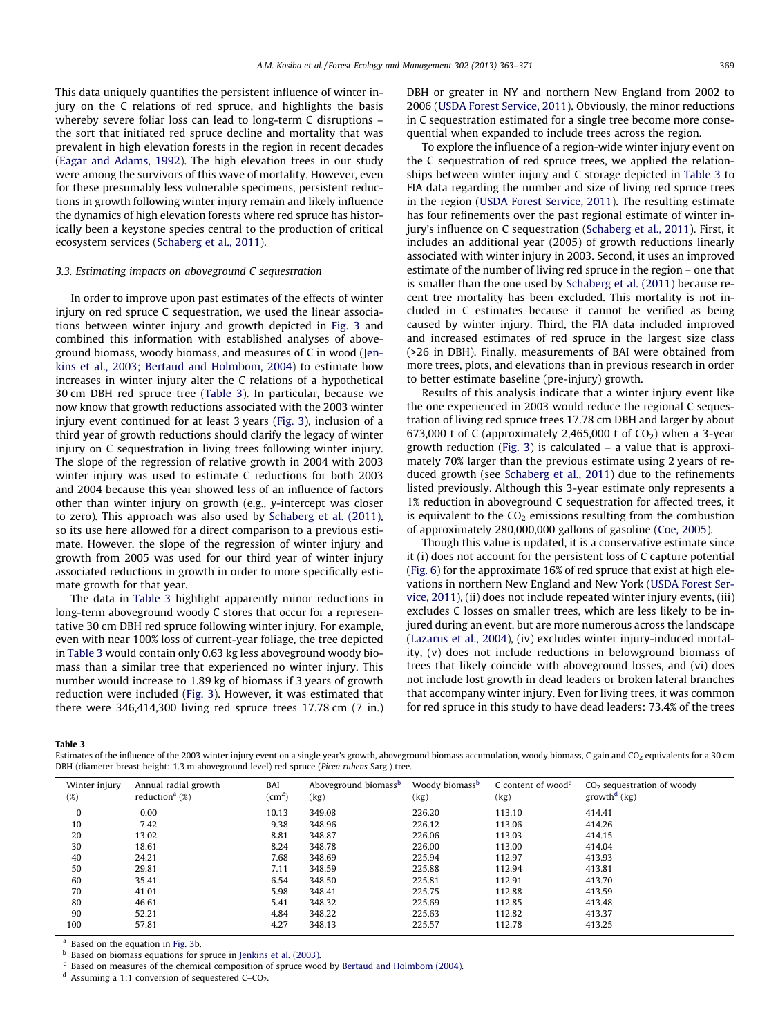This data uniquely quantifies the persistent influence of winter injury on the C relations of red spruce, and highlights the basis whereby severe foliar loss can lead to long-term C disruptions – the sort that initiated red spruce decline and mortality that was prevalent in high elevation forests in the region in recent decades (Eagar and Adams, 1992). The high elevation trees in our study were among the survivors of this wave of mortality. However, even for these presumably less vulnerable specimens, persistent reductions in growth following winter injury remain and likely influence the dynamics of high elevation forests where red spruce has historically been a keystone species central to the production of critical ecosystem services (Schaberg et al., 2011).

### 3.3. Estimating impacts on aboveground C sequestration

In order to improve upon past estimates of the effects of winter injury on red spruce C sequestration, we used the linear associations between winter injury and growth depicted in Fig. 3 and combined this information with established analyses of aboveground biomass, woody biomass, and measures of C in wood (Jenkins et al., 2003; Bertaud and Holmbom, 2004) to estimate how increases in winter injury alter the C relations of a hypothetical 30 cm DBH red spruce tree (Table 3). In particular, because we now know that growth reductions associated with the 2003 winter injury event continued for at least 3 years (Fig. 3), inclusion of a third year of growth reductions should clarify the legacy of winter injury on C sequestration in living trees following winter injury. The slope of the regression of relative growth in 2004 with 2003 winter injury was used to estimate C reductions for both 2003 and 2004 because this year showed less of an influence of factors other than winter injury on growth (e.g., y-intercept was closer to zero). This approach was also used by Schaberg et al. (2011), so its use here allowed for a direct comparison to a previous estimate. However, the slope of the regression of winter injury and growth from 2005 was used for our third year of winter injury associated reductions in growth in order to more specifically estimate growth for that year.

The data in Table 3 highlight apparently minor reductions in long-term aboveground woody C stores that occur for a representative 30 cm DBH red spruce following winter injury. For example, even with near 100% loss of current-year foliage, the tree depicted in Table 3 would contain only 0.63 kg less aboveground woody biomass than a similar tree that experienced no winter injury. This number would increase to 1.89 kg of biomass if 3 years of growth reduction were included (Fig. 3). However, it was estimated that there were 346,414,300 living red spruce trees 17.78 cm (7 in.) DBH or greater in NY and northern New England from 2002 to 2006 (USDA Forest Service, 2011). Obviously, the minor reductions in C sequestration estimated for a single tree become more consequential when expanded to include trees across the region.

To explore the influence of a region-wide winter injury event on the C sequestration of red spruce trees, we applied the relationships between winter injury and C storage depicted in Table 3 to FIA data regarding the number and size of living red spruce trees in the region (USDA Forest Service, 2011). The resulting estimate has four refinements over the past regional estimate of winter injury's influence on C sequestration (Schaberg et al., 2011). First, it includes an additional year (2005) of growth reductions linearly associated with winter injury in 2003. Second, it uses an improved estimate of the number of living red spruce in the region – one that is smaller than the one used by Schaberg et al. (2011) because recent tree mortality has been excluded. This mortality is not included in C estimates because it cannot be verified as being caused by winter injury. Third, the FIA data included improved and increased estimates of red spruce in the largest size class (>26 in DBH). Finally, measurements of BAI were obtained from more trees, plots, and elevations than in previous research in order to better estimate baseline (pre-injury) growth.

Results of this analysis indicate that a winter injury event like the one experienced in 2003 would reduce the regional C sequestration of living red spruce trees 17.78 cm DBH and larger by about 673,000 t of C (approximately 2,465,000 t of $CO_2$) when a 3-year growth reduction (Fig. 3) is calculated – a value that is approximately 70% larger than the previous estimate using 2 years of reduced growth (see Schaberg et al., 2011) due to the refinements listed previously. Although this 3-year estimate only represents a 1% reduction in aboveground C sequestration for affected trees, it is equivalent to the $CO_2$ emissions resulting from the combustion of approximately 280,000,000 gallons of gasoline (Coe, 2005).

Though this value is updated, it is a conservative estimate since it (i) does not account for the persistent loss of C capture potential (Fig. 6) for the approximate 16% of red spruce that exist at high elevations in northern New England and New York (USDA Forest Service, 2011), (ii) does not include repeated winter injury events, (iii) excludes C losses on smaller trees, which are less likely to be injured during an event, but are more numerous across the landscape (Lazarus et al., 2004), (iv) excludes winter injury-induced mortality, (v) does not include reductions in belowground biomass of trees that likely coincide with aboveground losses, and (vi) does not include lost growth in dead leaders or broken lateral branches that accompany winter injury. Even for living trees, it was common for red spruce in this study to have dead leaders: 73.4% of the trees

**Table 3**
Estimates of the influence of the 2003 winter injury event on a single year's growth, aboveground biomass accumulation, woody biomass, C gain and $CO_2$ equivalents for a 30 cm DBH (diameter breast height: 1.3 m aboveground level) red spruce (*Picea rubens* Sarg.) tree.

| Winter injury (%) | Annual radial growth reduction[a] (%) | BAI ($cm^2$) | Aboveground biomass[b] (kg) | Woody biomass[b] (kg) | C content of wood[c] (kg) | $CO_2$ sequestration of woody growth[d] (kg) |
|---|---|---|---|---|---|---|
| 0 | 0.00 | 10.13 | 349.08 | 226.20 | 113.10 | 414.41 |
| 10 | 7.42 | 9.38 | 348.96 | 226.12 | 113.06 | 414.26 |
| 20 | 13.02 | 8.81 | 348.87 | 226.06 | 113.03 | 414.15 |
| 30 | 18.61 | 8.24 | 348.78 | 226.00 | 113.00 | 414.04 |
| 40 | 24.21 | 7.68 | 348.69 | 225.94 | 112.97 | 413.93 |
| 50 | 29.81 | 7.11 | 348.59 | 225.88 | 112.94 | 413.81 |
| 60 | 35.41 | 6.54 | 348.50 | 225.81 | 112.91 | 413.70 |
| 70 | 41.01 | 5.98 | 348.41 | 225.75 | 112.88 | 413.59 |
| 80 | 46.61 | 5.41 | 348.32 | 225.69 | 112.85 | 413.48 |
| 90 | 52.21 | 4.84 | 348.22 | 225.63 | 112.82 | 413.37 |
| 100 | 57.81 | 4.27 | 348.13 | 225.57 | 112.78 | 413.25 |

[a] Based on the equation in Fig. 3b.
[b] Based on biomass equations for spruce in Jenkins et al. (2003).
[c] Based on measures of the chemical composition of spruce wood by Bertaud and Holmbom (2004).
[d] Assuming a 1:1 conversion of sequestered C–$CO_2$.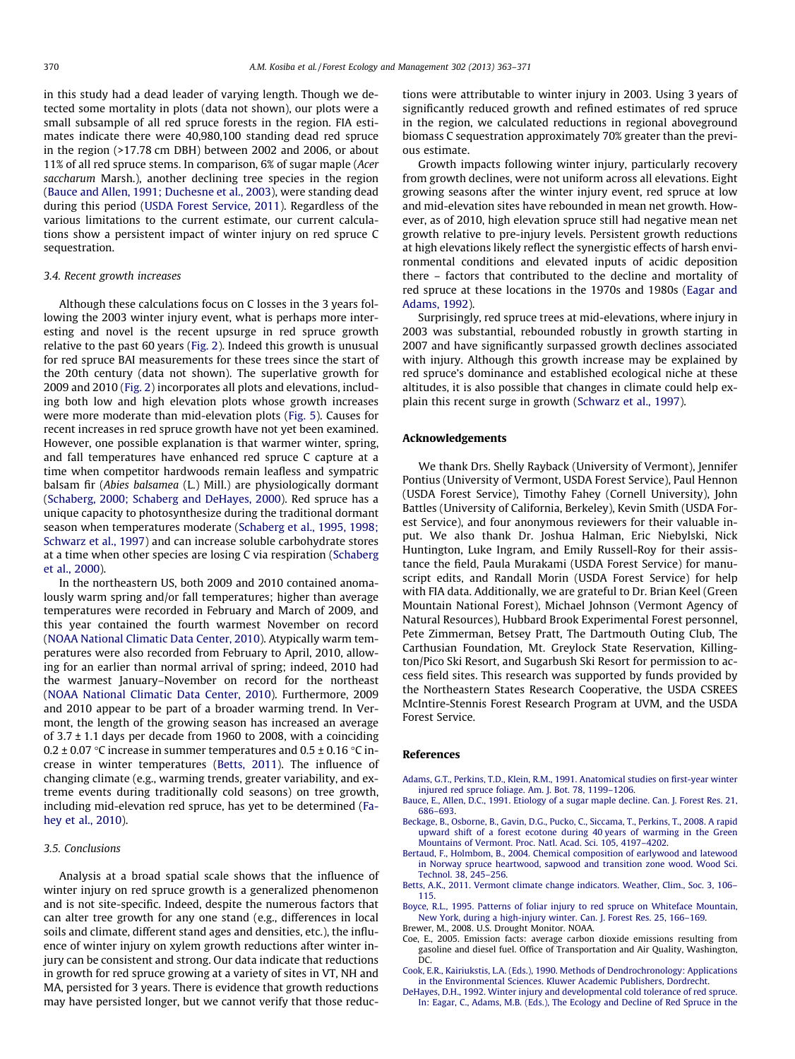in this study had a dead leader of varying length. Though we detected some mortality in plots (data not shown), our plots were a small subsample of all red spruce forests in the region. FIA estimates indicate there were 40,980,100 standing dead red spruce in the region (>17.78 cm DBH) between 2002 and 2006, or about 11% of all red spruce stems. In comparison, 6% of sugar maple (*Acer saccharum* Marsh.), another declining tree species in the region (Bauce and Allen, 1991; Duchesne et al., 2003), were standing dead during this period (USDA Forest Service, 2011). Regardless of the various limitations to the current estimate, our current calculations show a persistent impact of winter injury on red spruce C sequestration.

### 3.4. Recent growth increases

Although these calculations focus on C losses in the 3 years following the 2003 winter injury event, what is perhaps more interesting and novel is the recent upsurge in red spruce growth relative to the past 60 years (Fig. 2). Indeed this growth is unusual for red spruce BAI measurements for these trees since the start of the 20th century (data not shown). The superlative growth for 2009 and 2010 (Fig. 2) incorporates all plots and elevations, including both low and high elevation plots whose growth increases were more moderate than mid-elevation plots (Fig. 5). Causes for recent increases in red spruce growth have not yet been examined. However, one possible explanation is that warmer winter, spring, and fall temperatures have enhanced red spruce C capture at a time when competitor hardwoods remain leafless and sympatric balsam fir (*Abies balsamea* (L.) Mill.) are physiologically dormant (Schaberg, 2000; Schaberg and DeHayes, 2000). Red spruce has a unique capacity to photosynthesize during the traditional dormant season when temperatures moderate (Schaberg et al., 1995, 1998; Schwarz et al., 1997) and can increase soluble carbohydrate stores at a time when other species are losing C via respiration (Schaberg et al., 2000).

In the northeastern US, both 2009 and 2010 contained anomalously warm spring and/or fall temperatures; higher than average temperatures were recorded in February and March of 2009, and this year contained the fourth warmest November on record (NOAA National Climatic Data Center, 2010). Atypically warm temperatures were also recorded from February to April, 2010, allowing for an earlier than normal arrival of spring; indeed, 2010 had the warmest January–November on record for the northeast (NOAA National Climatic Data Center, 2010). Furthermore, 2009 and 2010 appear to be part of a broader warming trend. In Vermont, the length of the growing season has increased an average of 3.7 ± 1.1 days per decade from 1960 to 2008, with a coinciding 0.2 ± 0.07 °C increase in summer temperatures and 0.5 ± 0.16 °C increase in winter temperatures (Betts, 2011). The influence of changing climate (e.g., warming trends, greater variability, and extreme events during traditionally cold seasons) on tree growth, including mid-elevation red spruce, has yet to be determined (Fahey et al., 2010).

### 3.5. Conclusions

Analysis at a broad spatial scale shows that the influence of winter injury on red spruce growth is a generalized phenomenon and is not site-specific. Indeed, despite the numerous factors that can alter tree growth for any one stand (e.g., differences in local soils and climate, different stand ages and densities, etc.), the influence of winter injury on xylem growth reductions after winter injury can be consistent and strong. Our data indicate that reductions in growth for red spruce growing at a variety of sites in VT, NH and MA, persisted for 3 years. There is evidence that growth reductions may have persisted longer, but we cannot verify that those reductions were attributable to winter injury in 2003. Using 3 years of significantly reduced growth and refined estimates of red spruce in the region, we calculated reductions in regional aboveground biomass C sequestration approximately 70% greater than the previous estimate.

Growth impacts following winter injury, particularly recovery from growth declines, were not uniform across all elevations. Eight growing seasons after the winter injury event, red spruce at low and mid-elevation sites have rebounded in mean net growth. However, as of 2010, high elevation spruce still had negative mean net growth relative to pre-injury levels. Persistent growth reductions at high elevations likely reflect the synergistic effects of harsh environmental conditions and elevated inputs of acidic deposition there – factors that contributed to the decline and mortality of red spruce at these locations in the 1970s and 1980s (Eagar and Adams, 1992).

Surprisingly, red spruce trees at mid-elevations, where injury in 2003 was substantial, rebounded robustly in growth starting in 2007 and have significantly surpassed growth declines associated with injury. Although this growth increase may be explained by red spruce's dominance and established ecological niche at these altitudes, it is also possible that changes in climate could help explain this recent surge in growth (Schwarz et al., 1997).

## Acknowledgements

We thank Drs. Shelly Rayback (University of Vermont), Jennifer Pontius (University of Vermont, USDA Forest Service), Paul Hennon (USDA Forest Service), Timothy Fahey (Cornell University), John Battles (University of California, Berkeley), Kevin Smith (USDA Forest Service), and four anonymous reviewers for their valuable input. We also thank Dr. Joshua Halman, Eric Niebylski, Nick Huntington, Luke Ingram, and Emily Russell-Roy for their assistance the field, Paula Murakami (USDA Forest Service) for manuscript edits, and Randall Morin (USDA Forest Service) for help with FIA data. Additionally, we are grateful to Dr. Brian Keel (Green Mountain National Forest), Michael Johnson (Vermont Agency of Natural Resources), Hubbard Brook Experimental Forest personnel, Pete Zimmerman, Betsey Pratt, The Dartmouth Outing Club, The Carthusian Foundation, Mt. Greylock State Reservation, Killington/Pico Ski Resort, and Sugarbush Ski Resort for permission to access field sites. This research was supported by funds provided by the Northeastern States Research Cooperative, the USDA CSREES McIntire-Stennis Forest Research Program at UVM, and the USDA Forest Service.

## References

Adams, G.T., Perkins, T.D., Klein, R.M., 1991. Anatomical studies on first-year winter injured red spruce foliage. Am. J. Bot. 78, 1199–1206.

Bauce, E., Allen, D.C., 1991. Etiology of a sugar maple decline. Can. J. Forest Res. 21, 686–693.

Beckage, B., Osborne, B., Gavin, D.G., Pucko, C., Siccama, T., Perkins, T., 2008. A rapid upward shift of a forest ecotone during 40 years of warming in the Green Mountains of Vermont. Proc. Natl. Acad. Sci. 105, 4197–4202.

Bertaud, F., Holmbom, B., 2004. Chemical composition of earlywood and latewood in Norway spruce heartwood, sapwood and transition zone wood. Wood Sci. Technol. 38, 245–256.

Betts, A.K., 2011. Vermont climate change indicators. Weather, Clim., Soc. 3, 106–115.

Boyce, R.L., 1995. Patterns of foliar injury to red spruce on Whiteface Mountain, New York, during a high-injury winter. Can. J. Forest Res. 25, 166–169.

Brewer, M., 2008. U.S. Drought Monitor. NOAA.

Coe, E., 2005. Emission facts: average carbon dioxide emissions resulting from gasoline and diesel fuel. Office of Transportation and Air Quality, Washington, DC.

Cook, E.R., Kairiukstis, L.A. (Eds.), 1990. Methods of Dendrochronology: Applications in the Environmental Sciences. Kluwer Academic Publishers, Dordrecht.

DeHayes, D.H., 1992. Winter injury and developmental cold tolerance of red spruce. In: Eagar, C., Adams, M.B. (Eds.), The Ecology and Decline of Red Spruce in the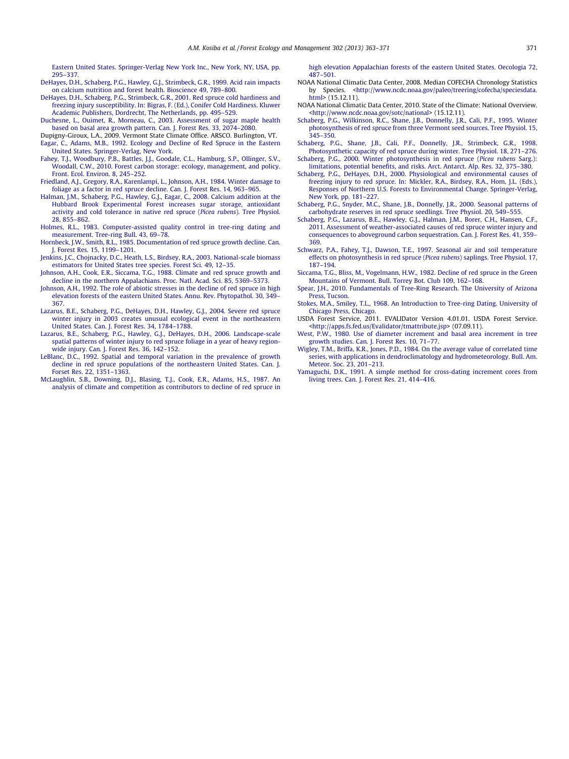Eastern United States. Springer-Verlag New York Inc., New York, NY, USA, pp. 295–337.

DeHayes, D.H., Schaberg, P.G., Hawley, G.J., Strimbeck, G.R., 1999. Acid rain impacts on calcium nutrition and forest health. Bioscience 49, 789–800.

DeHayes, D.H., Schaberg, P.G., Strimbeck, G.R., 2001. Red spruce cold hardiness and freezing injury susceptibility. In: Bigras, F. (Ed.), Conifer Cold Hardiness. Kluwer Academic Publishers, Dordrecht, The Netherlands, pp. 495–529.

Duchesne, L., Ouimet, R., Morneau, C., 2003. Assessment of sugar maple health based on basal area growth pattern. Can. J. Forest Res. 33, 2074–2080.

Dupigny-Giroux, L.A., 2009. Vermont State Climate Office. ARSCO. Burlington, VT.

Eagar, C., Adams, M.B., 1992. Ecology and Decline of Red Spruce in the Eastern United States. Springer-Verlag, New York.

Fahey, T.J., Woodbury, P.B., Battles, J.J., Goodale, C.L., Hamburg, S.P., Ollinger, S.V., Woodall, C.W., 2010. Forest carbon storage: ecology, management, and policy. Front. Ecol. Environ. 8, 245–252.

Friedland, A.J., Gregory, R.A., Karenlampi, L., Johnson, A.H., 1984. Winter damage to foliage as a factor in red spruce decline. Can. J. Forest Res. 14, 963–965.

Halman, J.M., Schaberg, P.G., Hawley, G.J., Eagar, C., 2008. Calcium addition at the Hubbard Brook Experimental Forest increases sugar storage, antioxidant activity and cold tolerance in native red spruce (*Picea rubens*). Tree Physiol. 28, 855–862.

Holmes, R.L., 1983. Computer-assisted quality control in tree-ring dating and measurement. Tree-ring Bull. 43, 69–78.

Hornbeck, J.W., Smith, R.L., 1985. Documentation of red spruce growth decline. Can. J. Forest Res. 15, 1199–1201.

Jenkins, J.C., Chojnacky, D.C., Heath, L.S., Birdsey, R.A., 2003. National-scale biomass estimators for United States tree species. Forest Sci. 49, 12–35.

Johnson, A.H., Cook, E.R., Siccama, T.G., 1988. Climate and red spruce growth and decline in the northern Appalachians. Proc. Natl. Acad. Sci. 85, 5369–5373.

Johnson, A.H., 1992. The role of abiotic stresses in the decline of red spruce in high elevation forests of the eastern United States. Annu. Rev. Phytopathol. 30, 349–367.

Lazarus, B.E., Schaberg, P.G., DeHayes, D.H., Hawley, G.J., 2004. Severe red spruce winter injury in 2003 creates unusual ecological event in the northeastern United States. Can. J. Forest Res. 34, 1784–1788.

Lazarus, B.E., Schaberg, P.G., Hawley, G.J., DeHayes, D.H., 2006. Landscape-scale spatial patterns of winter injury to red spruce foliage in a year of heavy region-wide injury. Can. J. Forest Res. 36, 142–152.

LeBlanc, D.C., 1992. Spatial and temporal variation in the prevalence of growth decline in red spruce populations of the northeastern United States. Can. J. Forset Res. 22, 1351–1363.

McLaughlin, S.B., Downing, D.J., Blasing, T.J., Cook, E.R., Adams, H.S., 1987. An analysis of climate and competition as contributors to decline of red spruce in high elevation Appalachian forests of the eastern United States. Oecologia 72, 487–501.

NOAA National Climatic Data Center, 2008. Median COFECHA Chronology Statistics by Species. <http://www.ncdc.noaa.gov/paleo/treering/cofecha/speciesdata.html> (15.12.11).

NOAA National Climatic Data Center, 2010. State of the Climate: National Overview. <http://www.ncdc.noaa.gov/sotc/national> (15.12.11).

Schaberg, P.G., Wilkinson, R.C., Shane, J.B., Donnelly, J.R., Cali, P.F., 1995. Winter photosynthesis of red spruce from three Vermont seed sources. Tree Physiol. 15, 345–350.

Schaberg, P.G., Shane, J.B., Cali, P.F., Donnelly, J.R., Strimbeck, G.R., 1998. Photosynthetic capacity of red spruce during winter. Tree Physiol. 18, 271–276.

Schaberg, P.G., 2000. Winter photosynthesis in red spruce (*Picea rubens* Sarg.): limitations, potential benefits, and risks. Arct. Antarct. Alp. Res. 32, 375–380.

Schaberg, P.G., DeHayes, D.H., 2000. Physiological and environmental causes of freezing injury to red spruce. In: Mickler, R.A., Birdsey, R.A., Hom, J.L. (Eds.), Responses of Northern U.S. Forests to Environmental Change. Springer-Verlag, New York, pp. 181–227.

Schaberg, P.G., Snyder, M.C., Shane, J.B., Donnelly, J.R., 2000. Seasonal patterns of carbohydrate reserves in red spruce seedlings. Tree Physiol. 20, 549–555.

Schaberg, P.G., Lazarus, B.E., Hawley, G.J., Halman, J.M., Borer, C.H., Hansen, C.F., 2011. Assessment of weather-associated causes of red spruce winter injury and consequences to aboveground carbon sequestration. Can. J. Forest Res. 41, 359–369.

Schwarz, P.A., Fahey, T.J., Dawson, T.E., 1997. Seasonal air and soil temperature effects on photosynthesis in red spruce (*Picea rubens*) saplings. Tree Physiol. 17, 187–194.

Siccama, T.G., Bliss, M., Vogelmann, H.W., 1982. Decline of red spruce in the Green Mountains of Vermont. Bull. Torrey Bot. Club 109, 162–168.

Spear, J.H., 2010. Fundamentals of Tree-Ring Research. The University of Arizona Press, Tucson.

Stokes, M.A., Smiley, T.L., 1968. An Introduction to Tree-ring Dating. University of Chicago Press, Chicago.

USDA Forest Service, 2011. EVALIDator Version 4.01.01. USDA Forest Service. <http://apps.fs.fed.us/Evalidator/tmattribute.jsp> (07.09.11).

West, P.W., 1980. Use of diameter increment and basal area increment in tree growth studies. Can. J. Forest Res. 10, 71–77.

Wigley, T.M., Briffa, K.R., Jones, P.D., 1984. On the average value of correlated time series, with applications in dendroclimatology and hydrometeorology. Bull. Am. Meteor. Soc. 23, 201–213.

Yamaguchi, D.K., 1991. A simple method for cross-dating increment cores from living trees. Can. J. Forest Res. 21, 414–416.